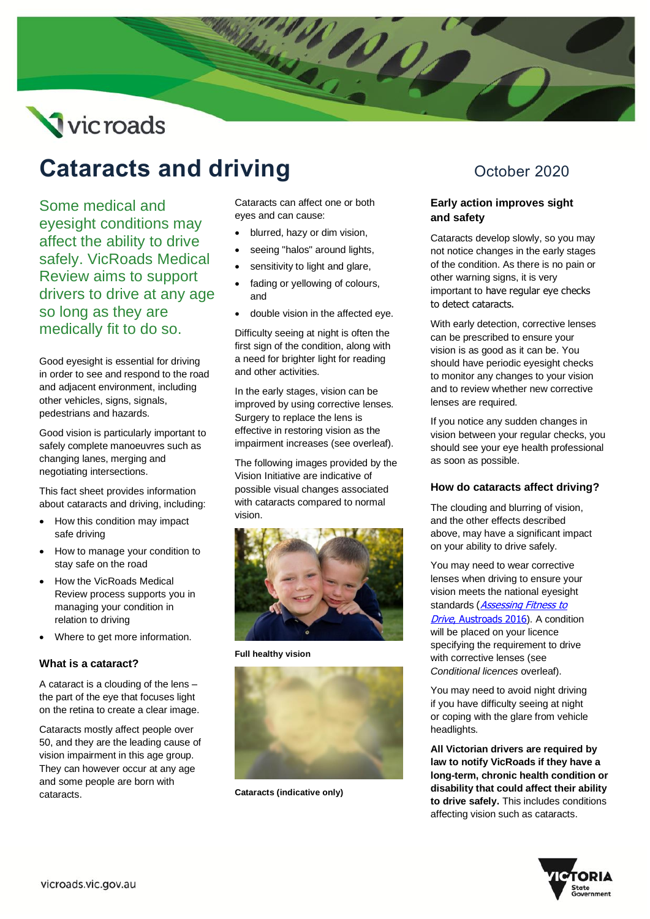# Cataracts and driving

October 2020

Some medical and eyesight conditions may affect the ability to drive safely. VicRoads Medical Review aims to support drivers to drive at any age so long as they are medically fit to do so.

Good eyesight is essential for driving in order to see and respond to the road and adjacent environment, including other vehicles, signs, signals, pedestrians and hazards.

Good vision is particularly important to safely complete manoeuvres such as changing lanes, merging and negotiating intersections.

This fact sheet provides information about cataracts and driving, including:

- How this condition may impact safe driving
- How to manage your condition to stay safe on the road
- How the VicRoads Medical Review process supports you in managing your condition in relation to driving
- Where to get more information.

### What is a cataract?

A cataract is a clouding of the lens – the part of the eye that focuses light on the retina to create a clear image.

Cataracts mostly affect people over 50, and they are the leading cause of vision impairment in this age group. They can however occur at any age and some people are born with cataracts.

Cataracts can affect one or both eyes and can cause:

- blurred, hazy or dim vision,
- seeing "halos" around lights,
- sensitivity to light and glare,
- fading or yellowing of colours, and
- double vision in the affected eye.

Difficulty seeing at night is often the first sign of the condition, along with a need for brighter light for reading and other activities.

In the early stages, vision can be improved by using corrective lenses. Surgery to replace the lens is effective in restoring vision as the impairment increases (see overleaf).

The following images provided by the Vision Initiative are indicative of possible visual changes associated with cataracts compared to normal vision.

**Full healthy vision**

**Cataracts (indicative only)**

### Early action improves sight and safety

Cataracts develop slowly, so you may not notice changes in the early stages of the condition. As there is no pain or other warning signs, it is very important to have regular eye checks to detect cataracts.

With early detection, corrective lenses can be prescribed to ensure your vision is as good as it can be. You should have periodic eyesight checks to monitor any changes to your vision and to review whether new corrective lenses are required.

If you notice any sudden changes in vision between your regular checks, you should see your eye health professional as soon as possible.

### How do cataracts affect driving?

The clouding and blurring of vision, and the other effects described above, may have a significant impact on your ability to drive safely.

You may need to wear corrective lenses when driving to ensure your vision meets the national eyesight standards (*Assessing Fitness to Drive*, Austroads 2016). A condition will be placed on your licence specifying the requirement to drive with corrective lenses (see *Conditional licences* overleaf).

You may need to avoid night driving if you have difficulty seeing at night or coping with the glare from vehicle headlights.

**All Victorian drivers are required by law to notify VicRoads if they have a long-term, chronic health condition or disability that could affect their ability to drive safely.** This includes conditions affecting vision such as cataracts.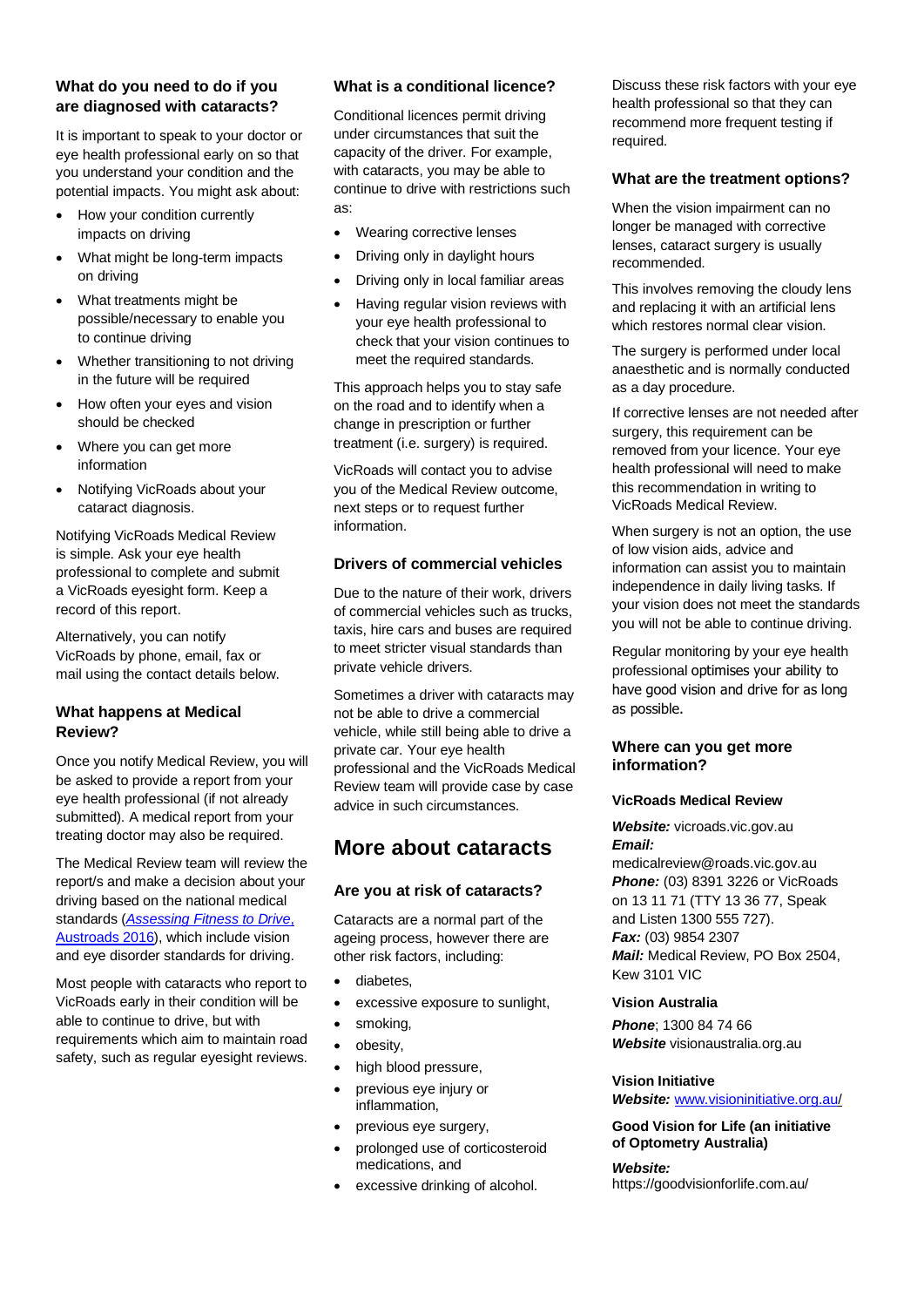## What do you need to do if you are diagnosed with cataracts?

It is important to speak to your doctor or eye health professional early on so that you understand your condition and the potential impacts. You might ask about:

- How your condition currently impacts on driving
- What might be long-term impacts on driving
- What treatments might be possible/necessary to enable you to continue driving
- Whether transitioning to not driving in the future will be required
- How often your eyes and vision should be checked
- Where you can get more information
- Notifying VicRoads about your cataract diagnosis.

Notifying VicRoads Medical Review is simple. Ask your eye health professional to complete and submit a VicRoads eyesight form. Keep a record of this report.

Alternatively, you can notify VicRoads by phone, email, fax or mail using the contact details below.

## What happens at Medical Review?

Once you notify Medical Review, you will be asked to provide a report from your eye health professional (if not already submitted). A medical report from your treating doctor may also be required.

The Medical Review team will review the report/s and make a decision about your driving based on the national medical standards (*Assessing Fitness to Drive*, Austroads 2016), which include vision and eye disorder standards for driving.

Most people with cataracts who report to VicRoads early in their condition will be able to continue to drive, but with requirements which aim to maintain road safety, such as regular eyesight reviews.

## What is a conditional licence?

Conditional licences permit driving under circumstances that suit the capacity of the driver. For example, with cataracts, you may be able to continue to drive with restrictions such as:

- Wearing corrective lenses
- Driving only in daylight hours
- Driving only in local familiar areas
- Having regular vision reviews with your eye health professional to check that your vision continues to meet the required standards.

This approach helps you to stay safe on the road and to identify when a change in prescription or further treatment (i.e. surgery) is required.

VicRoads will contact you to advise you of the Medical Review outcome, next steps or to request further information.

## Drivers of commercial vehicles

Due to the nature of their work, drivers of commercial vehicles such as trucks, taxis, hire cars and buses are required to meet stricter visual standards than private vehicle drivers.

Sometimes a driver with cataracts may not be able to drive a commercial vehicle, while still being able to drive a private car. Your eye health professional and the VicRoads Medical Review team will provide case by case advice in such circumstances.

# More about cataracts

## Are you at risk of cataracts?

Cataracts are a normal part of the ageing process, however there are other risk factors, including:

- diabetes,
- excessive exposure to sunlight,
- smoking,
- obesity,
- high blood pressure,
- previous eye injury or inflammation,
- previous eye surgery,
- prolonged use of corticosteroid medications, and
- excessive drinking of alcohol.

Discuss these risk factors with your eye health professional so that they can recommend more frequent testing if required.

## What are the treatment options?

When the vision impairment can no longer be managed with corrective lenses, cataract surgery is usually recommended.

This involves removing the cloudy lens and replacing it with an artificial lens which restores normal clear vision.

The surgery is performed under local anaesthetic and is normally conducted as a day procedure.

If corrective lenses are not needed after surgery, this requirement can be removed from your licence. Your eye health professional will need to make this recommendation in writing to VicRoads Medical Review.

When surgery is not an option, the use of low vision aids, advice and information can assist you to maintain independence in daily living tasks. If your vision does not meet the standards you will not be able to continue driving.

Regular monitoring by your eye health professional optimises your ability to have good vision and drive for as long as possible.

## Where can you get more information?

### VicRoads Medical Review

***Website:*** vicroads.vic.gov.au
***Email:*** medicalreview@roads.vic.gov.au
***Phone:*** (03) 8391 3226 or VicRoads on 13 11 71 (TTY 13 36 77, Speak and Listen 1300 555 727).
***Fax:*** (03) 9854 2307
***Mail:*** Medical Review, PO Box 2504, Kew 3101 VIC

### Vision Australia

***Phone***; 1300 84 74 66
***Website*** visionaustralia.org.au

### Vision Initiative

***Website:*** www.visioninitiative.org.au/

### Good Vision for Life (an initiative of Optometry Australia)

***Website:*** https://goodvisionforlife.com.au/